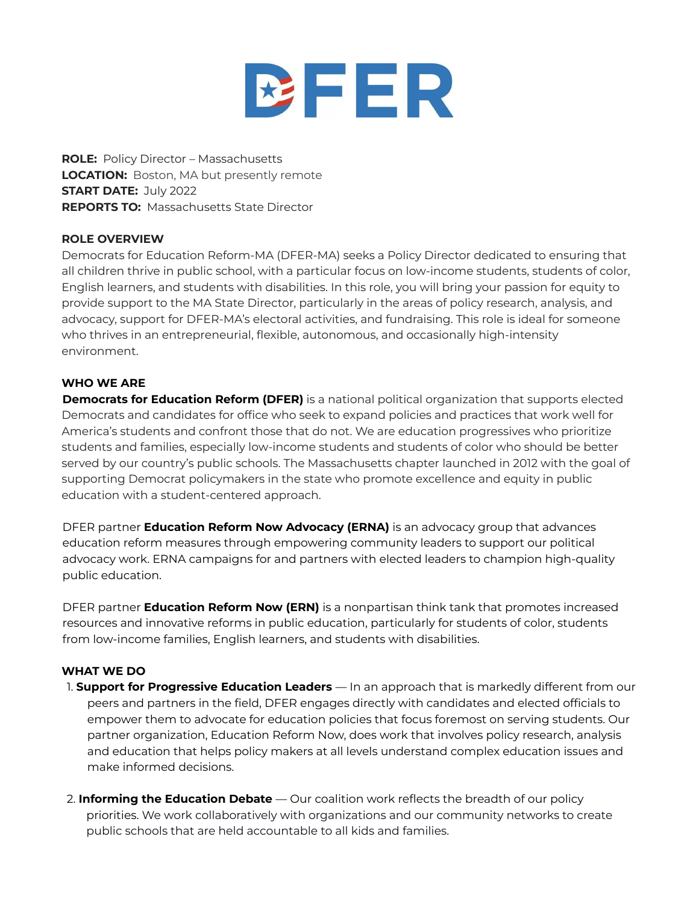DFER

**ROLE:** Policy Director – Massachusetts
**LOCATION:** Boston, MA but presently remote
**START DATE:** July 2022
**REPORTS TO:** Massachusetts State Director

**ROLE OVERVIEW**

Democrats for Education Reform-MA (DFER-MA) seeks a Policy Director dedicated to ensuring that all children thrive in public school, with a particular focus on low-income students, students of color, English learners, and students with disabilities. In this role, you will bring your passion for equity to provide support to the MA State Director, particularly in the areas of policy research, analysis, and advocacy, support for DFER-MA's electoral activities, and fundraising. This role is ideal for someone who thrives in an entrepreneurial, flexible, autonomous, and occasionally high-intensity environment.

**WHO WE ARE**

**Democrats for Education Reform (DFER)** is a national political organization that supports elected Democrats and candidates for office who seek to expand policies and practices that work well for America's students and confront those that do not. We are education progressives who prioritize students and families, especially low-income students and students of color who should be better served by our country's public schools. The Massachusetts chapter launched in 2012 with the goal of supporting Democrat policymakers in the state who promote excellence and equity in public education with a student-centered approach.

DFER partner **Education Reform Now Advocacy (ERNA)** is an advocacy group that advances education reform measures through empowering community leaders to support our political advocacy work. ERNA campaigns for and partners with elected leaders to champion high-quality public education.

DFER partner **Education Reform Now (ERN)** is a nonpartisan think tank that promotes increased resources and innovative reforms in public education, particularly for students of color, students from low-income families, English learners, and students with disabilities.

**WHAT WE DO**

1. **Support for Progressive Education Leaders** — In an approach that is markedly different from our peers and partners in the field, DFER engages directly with candidates and elected officials to empower them to advocate for education policies that focus foremost on serving students. Our partner organization, Education Reform Now, does work that involves policy research, analysis and education that helps policy makers at all levels understand complex education issues and make informed decisions.

2. **Informing the Education Debate** — Our coalition work reflects the breadth of our policy priorities. We work collaboratively with organizations and our community networks to create public schools that are held accountable to all kids and families.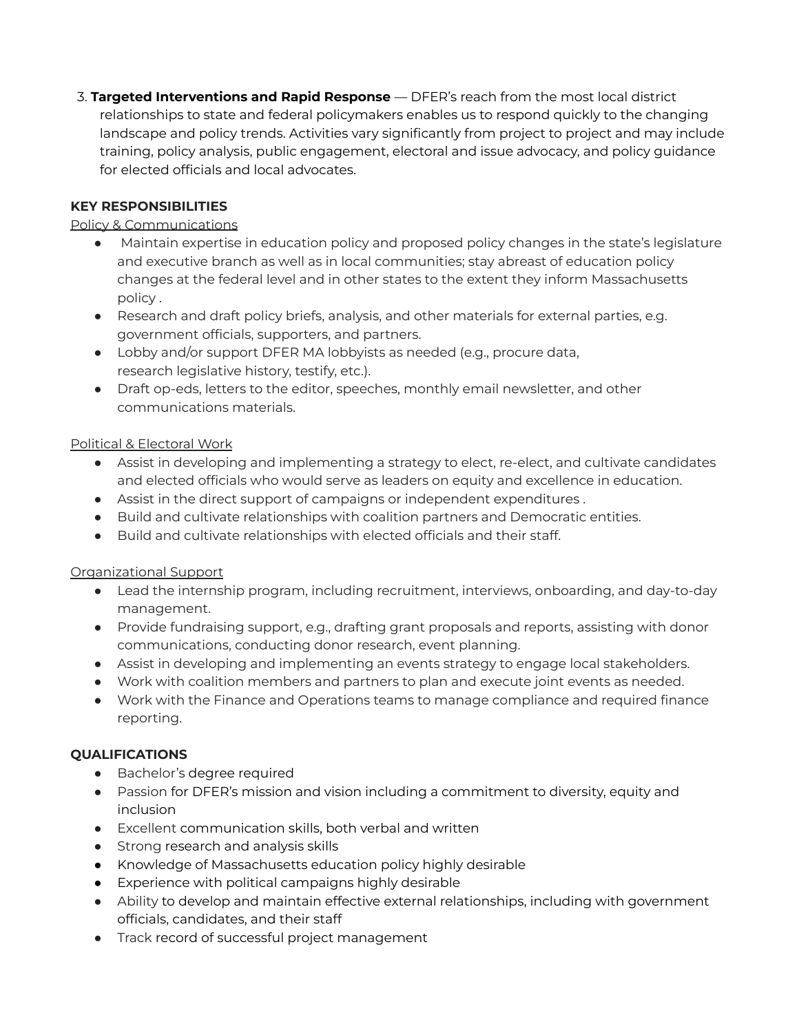3. **Targeted Interventions and Rapid Response** — DFER's reach from the most local district relationships to state and federal policymakers enables us to respond quickly to the changing landscape and policy trends. Activities vary significantly from project to project and may include training, policy analysis, public engagement, electoral and issue advocacy, and policy guidance for elected officials and local advocates.

**KEY RESPONSIBILITIES**

Policy & Communications

- Maintain expertise in education policy and proposed policy changes in the state's legislature and executive branch as well as in local communities; stay abreast of education policy changes at the federal level and in other states to the extent they inform Massachusetts policy .
- Research and draft policy briefs, analysis, and other materials for external parties, e.g. government officials, supporters, and partners.
- Lobby and/or support DFER MA lobbyists as needed (e.g., procure data, research legislative history, testify, etc.).
- Draft op-eds, letters to the editor, speeches, monthly email newsletter, and other communications materials.

Political & Electoral Work

- Assist in developing and implementing a strategy to elect, re-elect, and cultivate candidates and elected officials who would serve as leaders on equity and excellence in education.
- Assist in the direct support of campaigns or independent expenditures .
- Build and cultivate relationships with coalition partners and Democratic entities.
- Build and cultivate relationships with elected officials and their staff.

Organizational Support

- Lead the internship program, including recruitment, interviews, onboarding, and day-to-day management.
- Provide fundraising support, e.g., drafting grant proposals and reports, assisting with donor communications, conducting donor research, event planning.
- Assist in developing and implementing an events strategy to engage local stakeholders.
- Work with coalition members and partners to plan and execute joint events as needed.
- Work with the Finance and Operations teams to manage compliance and required finance reporting.

**QUALIFICATIONS**

- Bachelor's degree required
- Passion for DFER's mission and vision including a commitment to diversity, equity and inclusion
- Excellent communication skills, both verbal and written
- Strong research and analysis skills
- Knowledge of Massachusetts education policy highly desirable
- Experience with political campaigns highly desirable
- Ability to develop and maintain effective external relationships, including with government officials, candidates, and their staff
- Track record of successful project management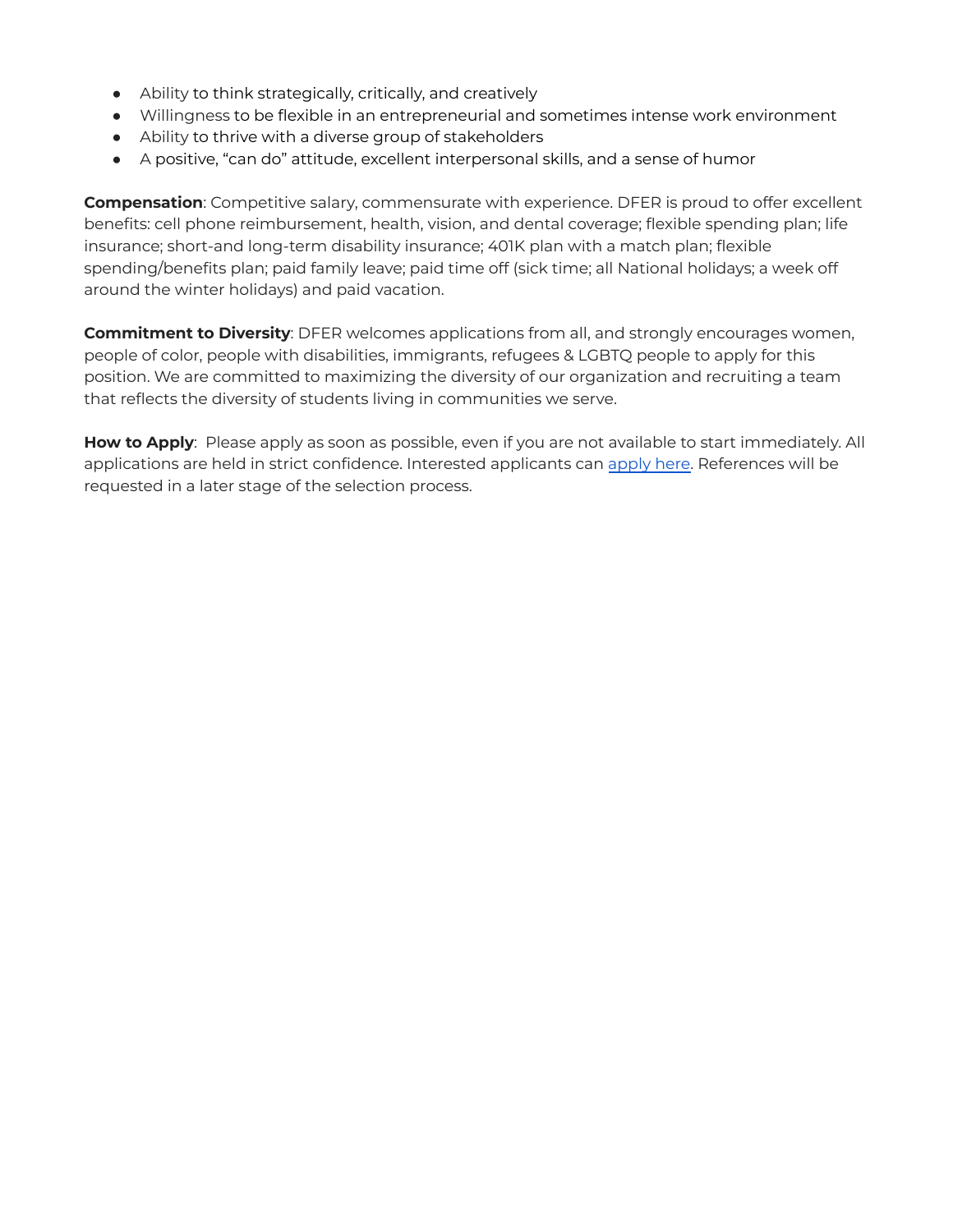- Ability to think strategically, critically, and creatively
- Willingness to be flexible in an entrepreneurial and sometimes intense work environment
- Ability to thrive with a diverse group of stakeholders
- A positive, "can do" attitude, excellent interpersonal skills, and a sense of humor

**Compensation**: Competitive salary, commensurate with experience. DFER is proud to offer excellent benefits: cell phone reimbursement, health, vision, and dental coverage; flexible spending plan; life insurance; short-and long-term disability insurance; 401K plan with a match plan; flexible spending/benefits plan; paid family leave; paid time off (sick time; all National holidays; a week off around the winter holidays) and paid vacation.

**Commitment to Diversity**: DFER welcomes applications from all, and strongly encourages women, people of color, people with disabilities, immigrants, refugees & LGBTQ people to apply for this position. We are committed to maximizing the diversity of our organization and recruiting a team that reflects the diversity of students living in communities we serve.

**How to Apply**: Please apply as soon as possible, even if you are not available to start immediately. All applications are held in strict confidence. Interested applicants can apply here. References will be requested in a later stage of the selection process.